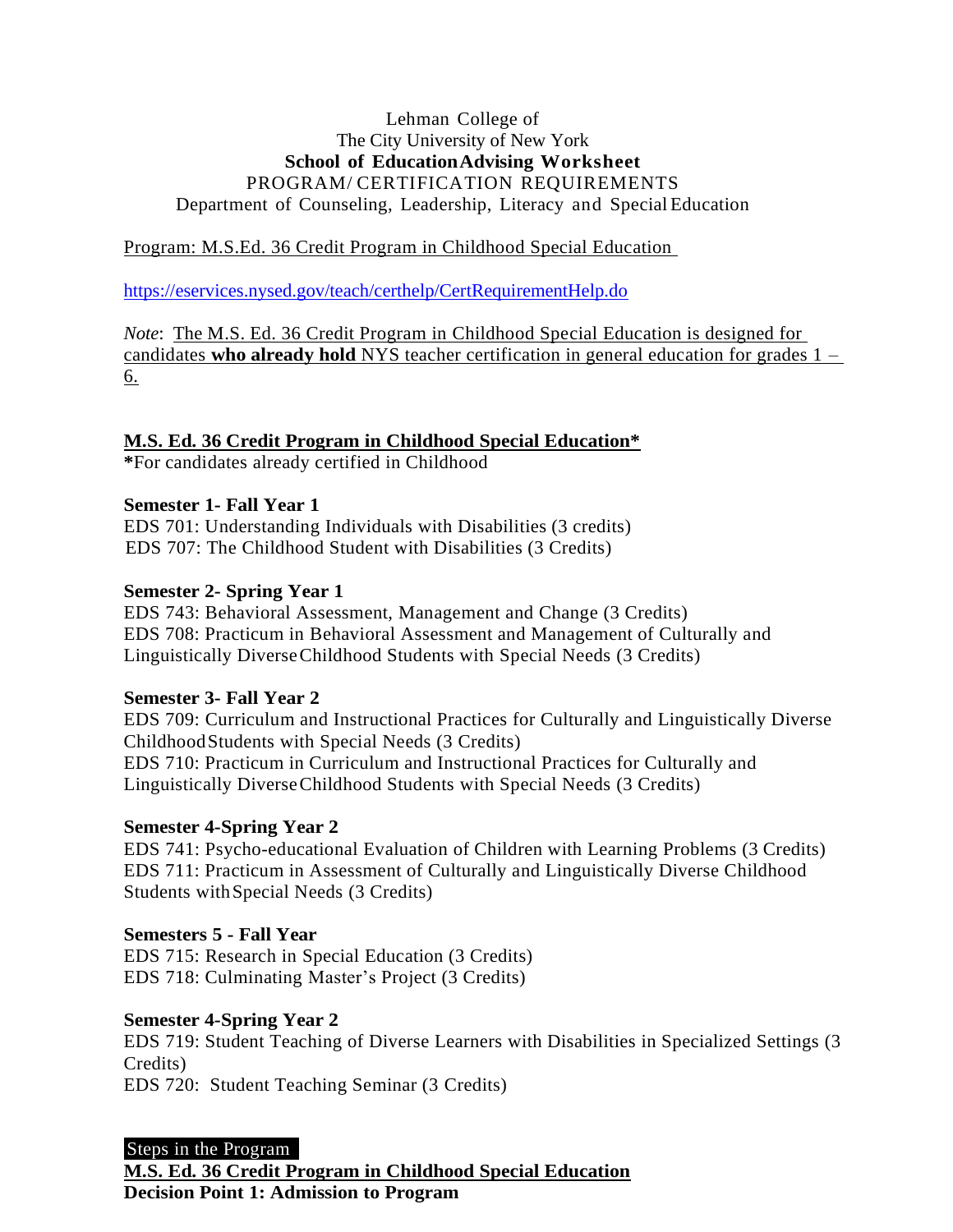Lehman College of
The City University of New York
**School of Education Advising Worksheet**
PROGRAM/ CERTIFICATION REQUIREMENTS
Department of Counseling, Leadership, Literacy and Special Education

Program: M.S.Ed. 36 Credit Program in Childhood Special Education

https://eservices.nysed.gov/teach/certhelp/CertRequirementHelp.do

*Note*: The M.S. Ed. 36 Credit Program in Childhood Special Education is designed for candidates **who already hold** NYS teacher certification in general education for grades 1 – 6.

**M.S. Ed. 36 Credit Program in Childhood Special Education***
*For candidates already certified in Childhood

**Semester 1- Fall Year 1**
EDS 701: Understanding Individuals with Disabilities (3 credits)
EDS 707: The Childhood Student with Disabilities (3 Credits)

**Semester 2- Spring Year 1**
EDS 743: Behavioral Assessment, Management and Change (3 Credits)
EDS 708: Practicum in Behavioral Assessment and Management of Culturally and Linguistically Diverse Childhood Students with Special Needs (3 Credits)

**Semester 3- Fall Year 2**
EDS 709: Curriculum and Instructional Practices for Culturally and Linguistically Diverse Childhood Students with Special Needs (3 Credits)
EDS 710: Practicum in Curriculum and Instructional Practices for Culturally and Linguistically Diverse Childhood Students with Special Needs (3 Credits)

**Semester 4-Spring Year 2**
EDS 741: Psycho-educational Evaluation of Children with Learning Problems (3 Credits)
EDS 711: Practicum in Assessment of Culturally and Linguistically Diverse Childhood Students with Special Needs (3 Credits)

**Semesters 5 - Fall Year**
EDS 715: Research in Special Education (3 Credits)
EDS 718: Culminating Master's Project (3 Credits)

**Semester 4-Spring Year 2**
EDS 719: Student Teaching of Diverse Learners with Disabilities in Specialized Settings (3 Credits)
EDS 720: Student Teaching Seminar (3 Credits)

Steps in the Program
**M.S. Ed. 36 Credit Program in Childhood Special Education**
**Decision Point 1: Admission to Program**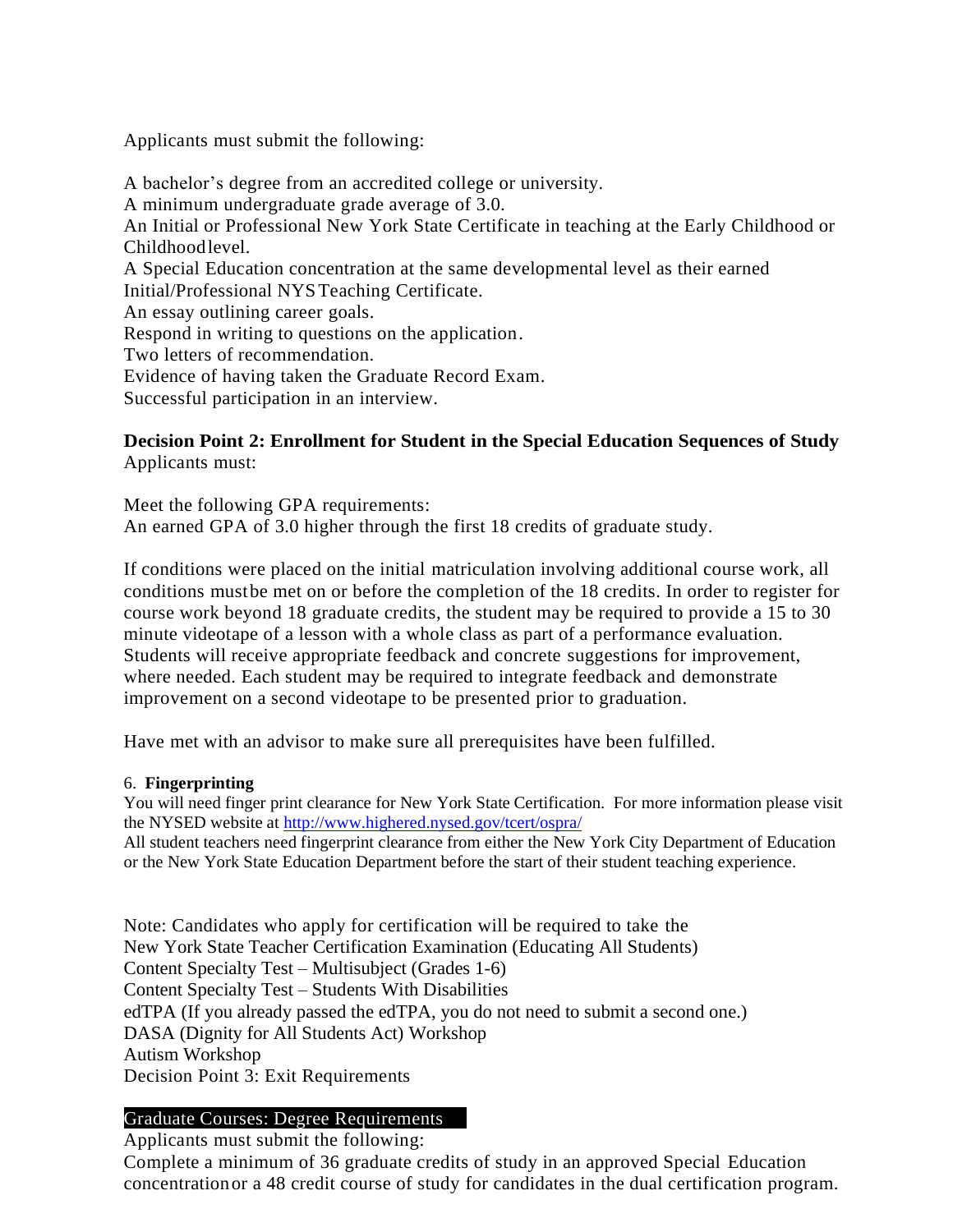Applicants must submit the following:

A bachelor's degree from an accredited college or university.
A minimum undergraduate grade average of 3.0.
An Initial or Professional New York State Certificate in teaching at the Early Childhood or Childhood level.
A Special Education concentration at the same developmental level as their earned Initial/Professional NYS Teaching Certificate.
An essay outlining career goals.
Respond in writing to questions on the application.
Two letters of recommendation.
Evidence of having taken the Graduate Record Exam.
Successful participation in an interview.

**Decision Point 2: Enrollment for Student in the Special Education Sequences of Study**
Applicants must:

Meet the following GPA requirements:
An earned GPA of 3.0 higher through the first 18 credits of graduate study.

If conditions were placed on the initial matriculation involving additional course work, all conditions must be met on or before the completion of the 18 credits. In order to register for course work beyond 18 graduate credits, the student may be required to provide a 15 to 30 minute videotape of a lesson with a whole class as part of a performance evaluation. Students will receive appropriate feedback and concrete suggestions for improvement, where needed. Each student may be required to integrate feedback and demonstrate improvement on a second videotape to be presented prior to graduation.

Have met with an advisor to make sure all prerequisites have been fulfilled.

6. **Fingerprinting**

You will need finger print clearance for New York State Certification. For more information please visit the NYSED website at http://www.highered.nysed.gov/tcert/ospra/
All student teachers need fingerprint clearance from either the New York City Department of Education or the New York State Education Department before the start of their student teaching experience.

Note: Candidates who apply for certification will be required to take the
New York State Teacher Certification Examination (Educating All Students)
Content Specialty Test – Multisubject (Grades 1-6)
Content Specialty Test – Students With Disabilities
edTPA (If you already passed the edTPA, you do not need to submit a second one.)
DASA (Dignity for All Students Act) Workshop
Autism Workshop
Decision Point 3: Exit Requirements

Graduate Courses: Degree Requirements

Applicants must submit the following:
Complete a minimum of 36 graduate credits of study in an approved Special Education concentration or a 48 credit course of study for candidates in the dual certification program.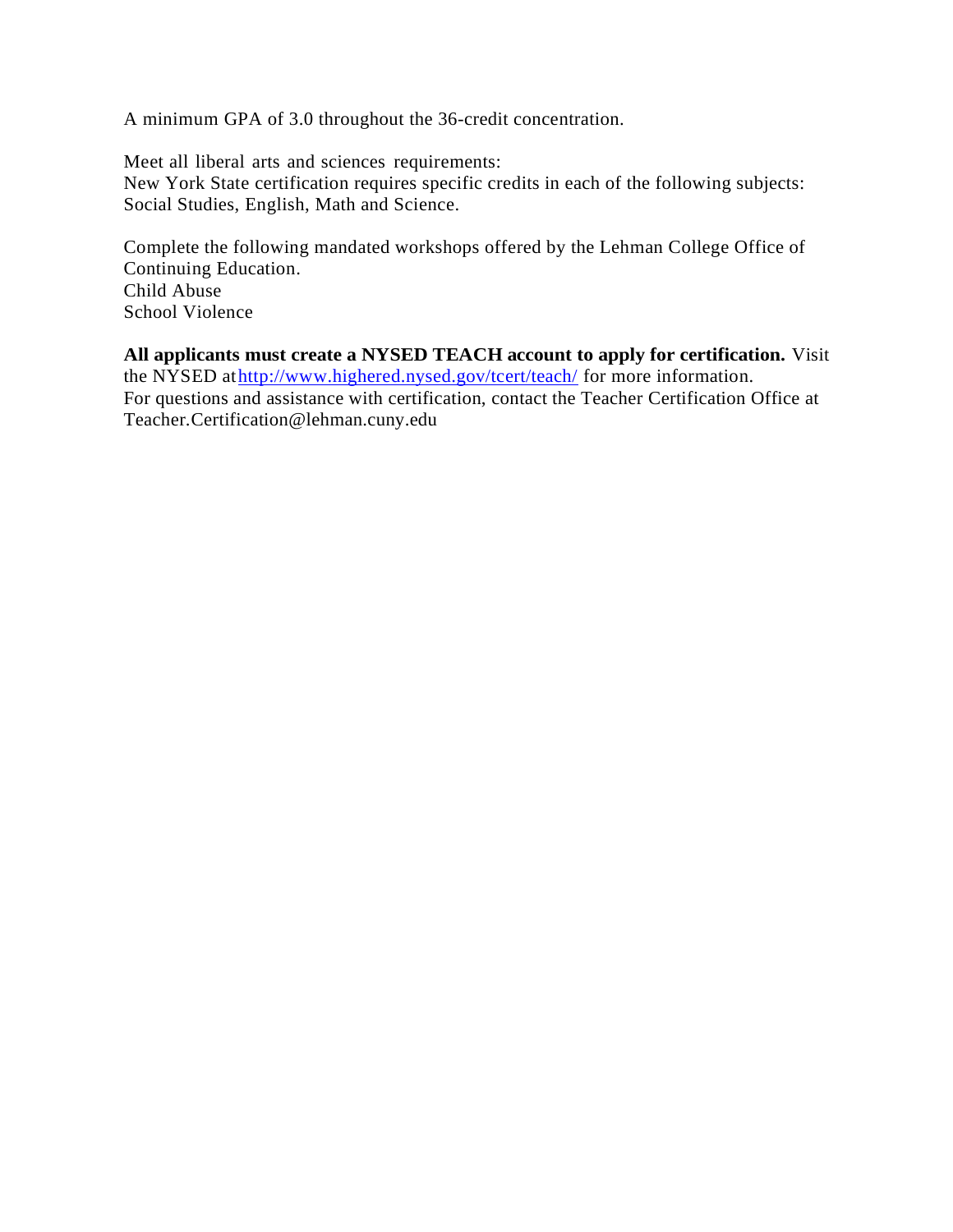A minimum GPA of 3.0 throughout the 36-credit concentration.

Meet all liberal arts and sciences requirements:
New York State certification requires specific credits in each of the following subjects: Social Studies, English, Math and Science.

Complete the following mandated workshops offered by the Lehman College Office of Continuing Education.
Child Abuse
School Violence

**All applicants must create a NYSED TEACH account to apply for certification.** Visit the NYSED at http://www.highered.nysed.gov/tcert/teach/ for more information.
For questions and assistance with certification, contact the Teacher Certification Office at Teacher.Certification@lehman.cuny.edu